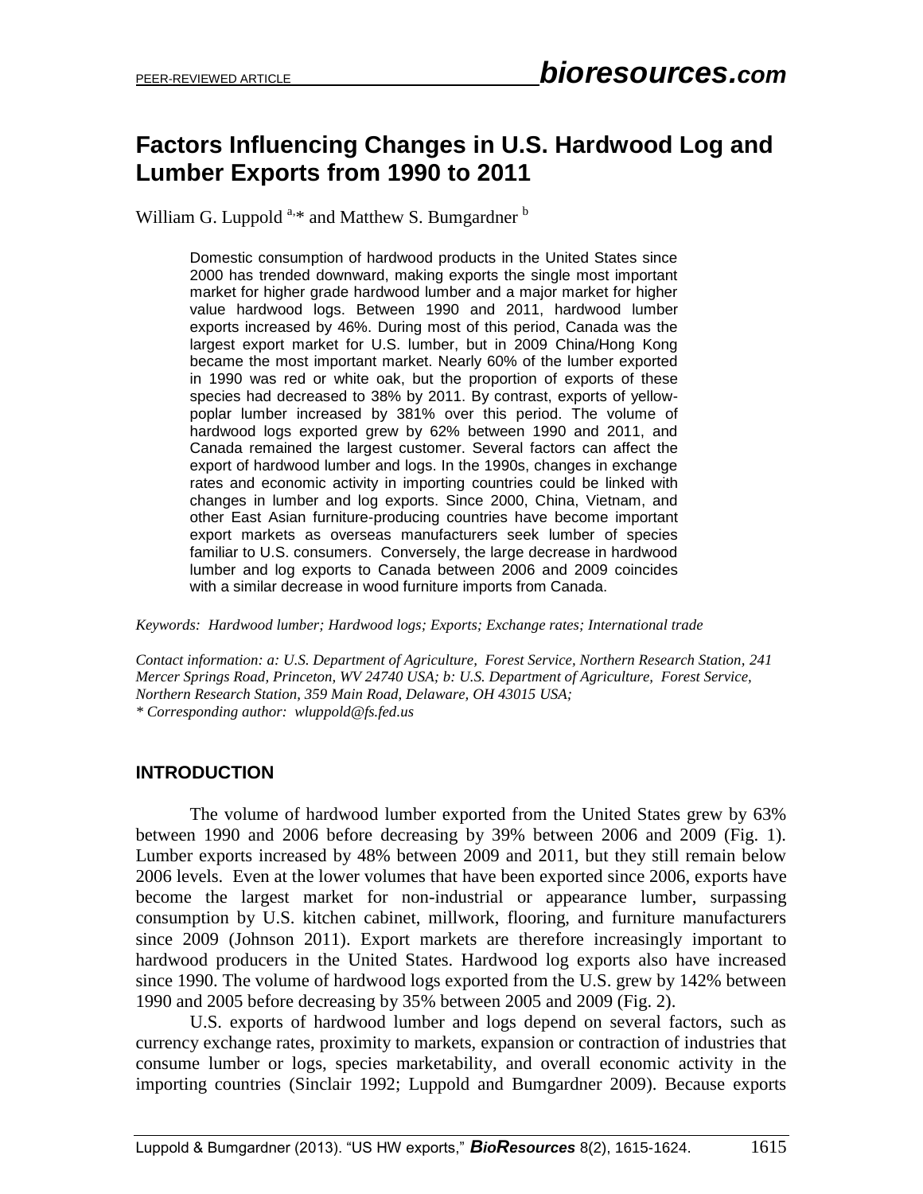# Factors Influencing Changes in U.S. Hardwood Log and Lumber Exports from 1990 to 2011

William G. Luppold [a,*] and Matthew S. Bumgardner [b]

> Domestic consumption of hardwood products in the United States since 2000 has trended downward, making exports the single most important market for higher grade hardwood lumber and a major market for higher value hardwood logs. Between 1990 and 2011, hardwood lumber exports increased by 46%. During most of this period, Canada was the largest export market for U.S. lumber, but in 2009 China/Hong Kong became the most important market. Nearly 60% of the lumber exported in 1990 was red or white oak, but the proportion of exports of these species had decreased to 38% by 2011. By contrast, exports of yellow-poplar lumber increased by 381% over this period. The volume of hardwood logs exported grew by 62% between 1990 and 2011, and Canada remained the largest customer. Several factors can affect the export of hardwood lumber and logs. In the 1990s, changes in exchange rates and economic activity in importing countries could be linked with changes in lumber and log exports. Since 2000, China, Vietnam, and other East Asian furniture-producing countries have become important export markets as overseas manufacturers seek lumber of species familiar to U.S. consumers. Conversely, the large decrease in hardwood lumber and log exports to Canada between 2006 and 2009 coincides with a similar decrease in wood furniture imports from Canada.

*Keywords: Hardwood lumber; Hardwood logs; Exports; Exchange rates; International trade*

*Contact information: a: U.S. Department of Agriculture, Forest Service, Northern Research Station, 241 Mercer Springs Road, Princeton, WV 24740 USA; b: U.S. Department of Agriculture, Forest Service, Northern Research Station, 359 Main Road, Delaware, OH 43015 USA;*
*\* Corresponding author: wluppold@fs.fed.us*

## INTRODUCTION

The volume of hardwood lumber exported from the United States grew by 63% between 1990 and 2006 before decreasing by 39% between 2006 and 2009 (Fig. 1). Lumber exports increased by 48% between 2009 and 2011, but they still remain below 2006 levels. Even at the lower volumes that have been exported since 2006, exports have become the largest market for non-industrial or appearance lumber, surpassing consumption by U.S. kitchen cabinet, millwork, flooring, and furniture manufacturers since 2009 (Johnson 2011). Export markets are therefore increasingly important to hardwood producers in the United States. Hardwood log exports also have increased since 1990. The volume of hardwood logs exported from the U.S. grew by 142% between 1990 and 2005 before decreasing by 35% between 2005 and 2009 (Fig. 2).

U.S. exports of hardwood lumber and logs depend on several factors, such as currency exchange rates, proximity to markets, expansion or contraction of industries that consume lumber or logs, species marketability, and overall economic activity in the importing countries (Sinclair 1992; Luppold and Bumgardner 2009). Because exports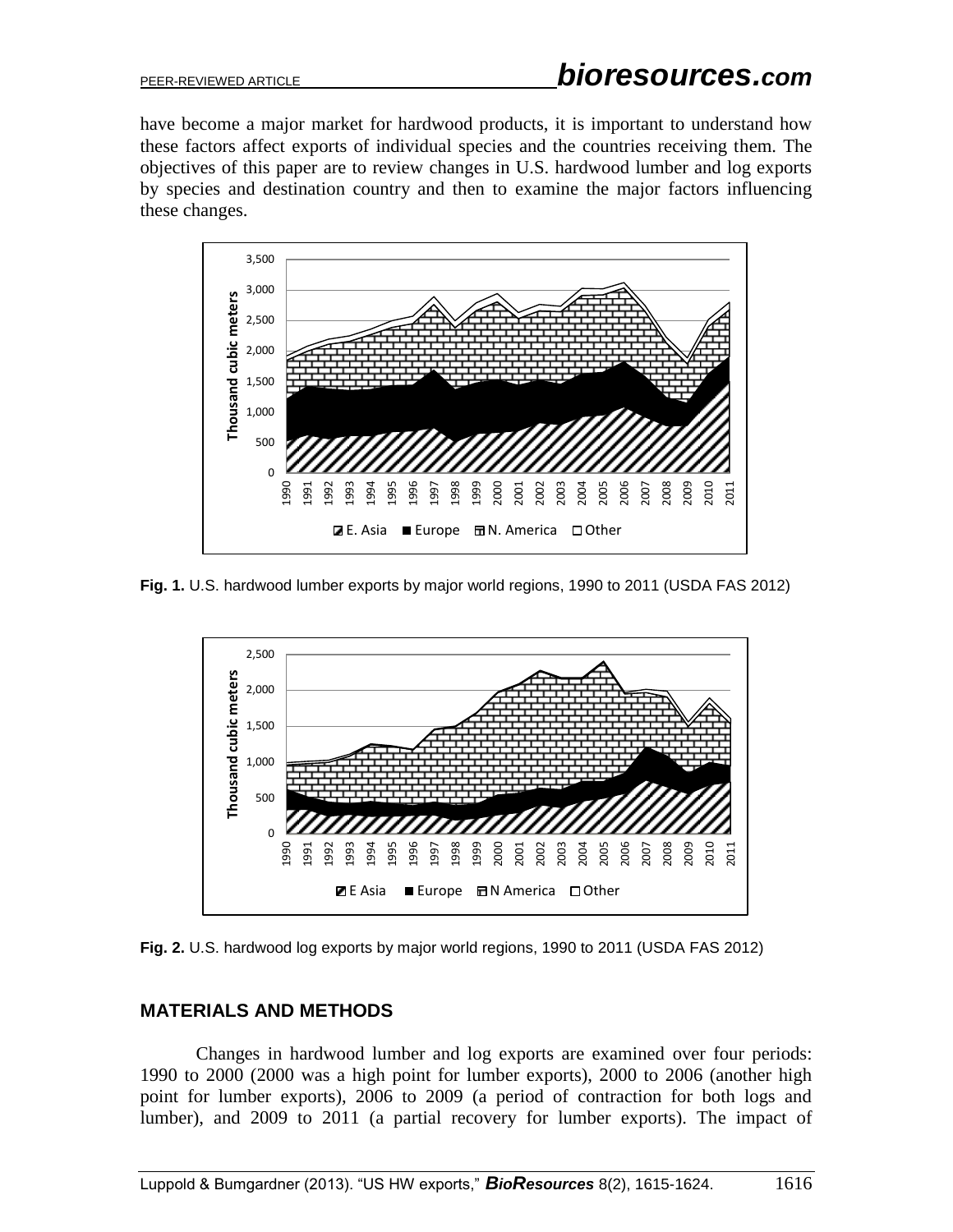have become a major market for hardwood products, it is important to understand how these factors affect exports of individual species and the countries receiving them. The objectives of this paper are to review changes in U.S. hardwood lumber and log exports by species and destination country and then to examine the major factors influencing these changes.

3,500
3,000
2,500
2,000
1,500
1,000
500
0

Thousand cubic meters

1990 1991 1992 1993 1994 1995 1996 1997 1998 1999 2000 2001 2002 2003 2004 2005 2006 2007 2008 2009 2010 2011

E. Asia ■ Europe N. America □ Other

**Fig. 1.** U.S. hardwood lumber exports by major world regions, 1990 to 2011 (USDA FAS 2012)

2,500
2,000
1,500
1,000
500
0

Thousand cubic meters

1990 1991 1992 1993 1994 1995 1996 1997 1998 1999 2000 2001 2002 2003 2004 2005 2006 2007 2008 2009 2010 2011

E Asia ■ Europe N America □ Other

**Fig. 2.** U.S. hardwood log exports by major world regions, 1990 to 2011 (USDA FAS 2012)

## MATERIALS AND METHODS

Changes in hardwood lumber and log exports are examined over four periods: 1990 to 2000 (2000 was a high point for lumber exports), 2000 to 2006 (another high point for lumber exports), 2006 to 2009 (a period of contraction for both logs and lumber), and 2009 to 2011 (a partial recovery for lumber exports). The impact of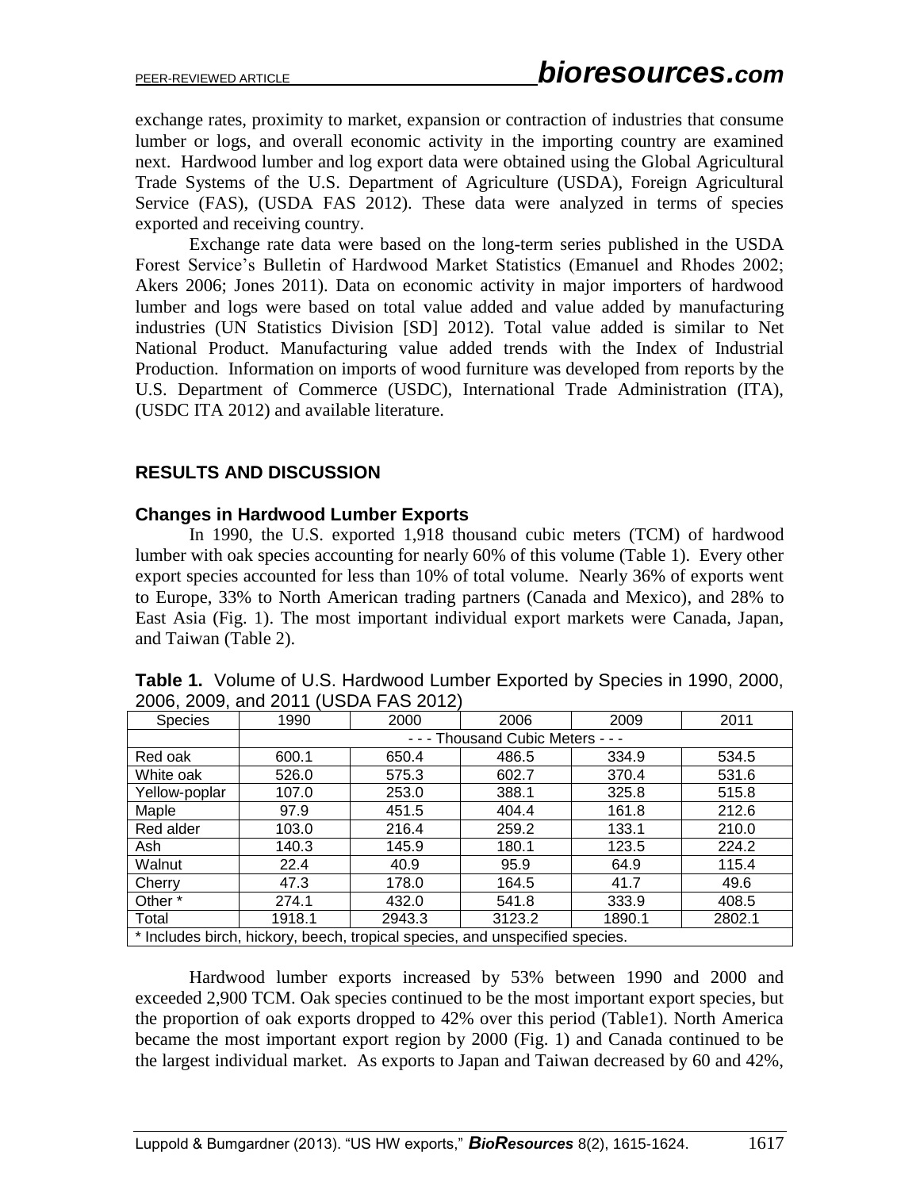exchange rates, proximity to market, expansion or contraction of industries that consume lumber or logs, and overall economic activity in the importing country are examined next. Hardwood lumber and log export data were obtained using the Global Agricultural Trade Systems of the U.S. Department of Agriculture (USDA), Foreign Agricultural Service (FAS), (USDA FAS 2012). These data were analyzed in terms of species exported and receiving country.

Exchange rate data were based on the long-term series published in the USDA Forest Service's Bulletin of Hardwood Market Statistics (Emanuel and Rhodes 2002; Akers 2006; Jones 2011). Data on economic activity in major importers of hardwood lumber and logs were based on total value added and value added by manufacturing industries (UN Statistics Division [SD] 2012). Total value added is similar to Net National Product. Manufacturing value added trends with the Index of Industrial Production. Information on imports of wood furniture was developed from reports by the U.S. Department of Commerce (USDC), International Trade Administration (ITA), (USDC ITA 2012) and available literature.

## RESULTS AND DISCUSSION

### Changes in Hardwood Lumber Exports

In 1990, the U.S. exported 1,918 thousand cubic meters (TCM) of hardwood lumber with oak species accounting for nearly 60% of this volume (Table 1). Every other export species accounted for less than 10% of total volume. Nearly 36% of exports went to Europe, 33% to North American trading partners (Canada and Mexico), and 28% to East Asia (Fig. 1). The most important individual export markets were Canada, Japan, and Taiwan (Table 2).

**Table 1.** Volume of U.S. Hardwood Lumber Exported by Species in 1990, 2000, 2006, 2009, and 2011 (USDA FAS 2012)

| Species | 1990 | 2000 | 2006 | 2009 | 2011 |
|---|---|---|---|---|---|
| | - - - Thousand Cubic Meters - - - | | | | |
| Red oak | 600.1 | 650.4 | 486.5 | 334.9 | 534.5 |
| White oak | 526.0 | 575.3 | 602.7 | 370.4 | 531.6 |
| Yellow-poplar | 107.0 | 253.0 | 388.1 | 325.8 | 515.8 |
| Maple | 97.9 | 451.5 | 404.4 | 161.8 | 212.6 |
| Red alder | 103.0 | 216.4 | 259.2 | 133.1 | 210.0 |
| Ash | 140.3 | 145.9 | 180.1 | 123.5 | 224.2 |
| Walnut | 22.4 | 40.9 | 95.9 | 64.9 | 115.4 |
| Cherry | 47.3 | 178.0 | 164.5 | 41.7 | 49.6 |
| Other * | 274.1 | 432.0 | 541.8 | 333.9 | 408.5 |
| Total | 1918.1 | 2943.3 | 3123.2 | 1890.1 | 2802.1 |

\* Includes birch, hickory, beech, tropical species, and unspecified species.

Hardwood lumber exports increased by 53% between 1990 and 2000 and exceeded 2,900 TCM. Oak species continued to be the most important export species, but the proportion of oak exports dropped to 42% over this period (Table1). North America became the most important export region by 2000 (Fig. 1) and Canada continued to be the largest individual market. As exports to Japan and Taiwan decreased by 60 and 42%,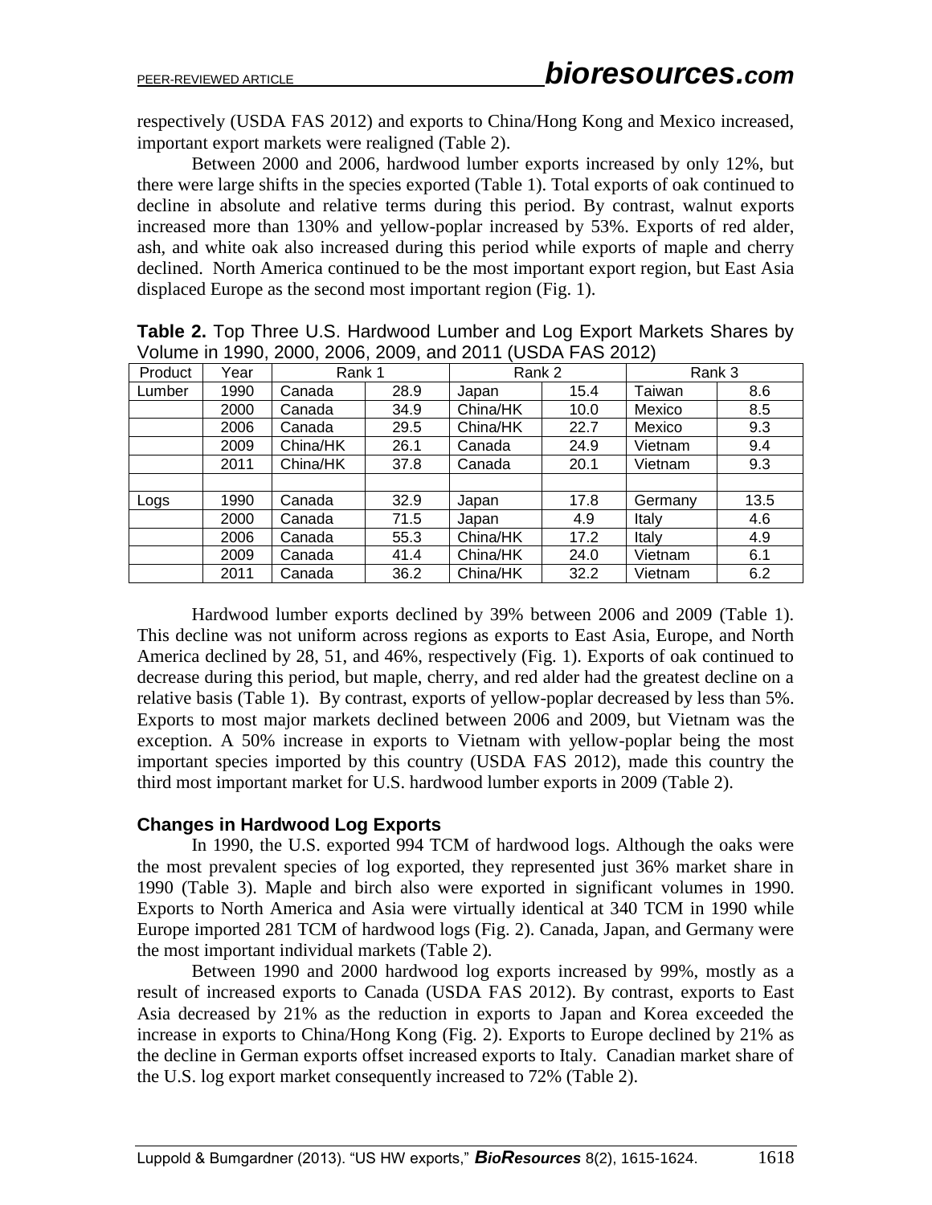respectively (USDA FAS 2012) and exports to China/Hong Kong and Mexico increased, important export markets were realigned (Table 2).

Between 2000 and 2006, hardwood lumber exports increased by only 12%, but there were large shifts in the species exported (Table 1). Total exports of oak continued to decline in absolute and relative terms during this period. By contrast, walnut exports increased more than 130% and yellow-poplar increased by 53%. Exports of red alder, ash, and white oak also increased during this period while exports of maple and cherry declined. North America continued to be the most important export region, but East Asia displaced Europe as the second most important region (Fig. 1).

**Table 2.** Top Three U.S. Hardwood Lumber and Log Export Markets Shares by Volume in 1990, 2000, 2006, 2009, and 2011 (USDA FAS 2012)

| Product | Year | Rank 1 | | Rank 2 | | Rank 3 | |
|---|---|---|---|---|---|---|---|
| Lumber | 1990 | Canada | 28.9 | Japan | 15.4 | Taiwan | 8.6 |
| | 2000 | Canada | 34.9 | China/HK | 10.0 | Mexico | 8.5 |
| | 2006 | Canada | 29.5 | China/HK | 22.7 | Mexico | 9.3 |
| | 2009 | China/HK | 26.1 | Canada | 24.9 | Vietnam | 9.4 |
| | 2011 | China/HK | 37.8 | Canada | 20.1 | Vietnam | 9.3 |
| | | | | | | | |
| Logs | 1990 | Canada | 32.9 | Japan | 17.8 | Germany | 13.5 |
| | 2000 | Canada | 71.5 | Japan | 4.9 | Italy | 4.6 |
| | 2006 | Canada | 55.3 | China/HK | 17.2 | Italy | 4.9 |
| | 2009 | Canada | 41.4 | China/HK | 24.0 | Vietnam | 6.1 |
| | 2011 | Canada | 36.2 | China/HK | 32.2 | Vietnam | 6.2 |

Hardwood lumber exports declined by 39% between 2006 and 2009 (Table 1). This decline was not uniform across regions as exports to East Asia, Europe, and North America declined by 28, 51, and 46%, respectively (Fig. 1). Exports of oak continued to decrease during this period, but maple, cherry, and red alder had the greatest decline on a relative basis (Table 1). By contrast, exports of yellow-poplar decreased by less than 5%. Exports to most major markets declined between 2006 and 2009, but Vietnam was the exception. A 50% increase in exports to Vietnam with yellow-poplar being the most important species imported by this country (USDA FAS 2012), made this country the third most important market for U.S. hardwood lumber exports in 2009 (Table 2).

### Changes in Hardwood Log Exports

In 1990, the U.S. exported 994 TCM of hardwood logs. Although the oaks were the most prevalent species of log exported, they represented just 36% market share in 1990 (Table 3). Maple and birch also were exported in significant volumes in 1990. Exports to North America and Asia were virtually identical at 340 TCM in 1990 while Europe imported 281 TCM of hardwood logs (Fig. 2). Canada, Japan, and Germany were the most important individual markets (Table 2).

Between 1990 and 2000 hardwood log exports increased by 99%, mostly as a result of increased exports to Canada (USDA FAS 2012). By contrast, exports to East Asia decreased by 21% as the reduction in exports to Japan and Korea exceeded the increase in exports to China/Hong Kong (Fig. 2). Exports to Europe declined by 21% as the decline in German exports offset increased exports to Italy. Canadian market share of the U.S. log export market consequently increased to 72% (Table 2).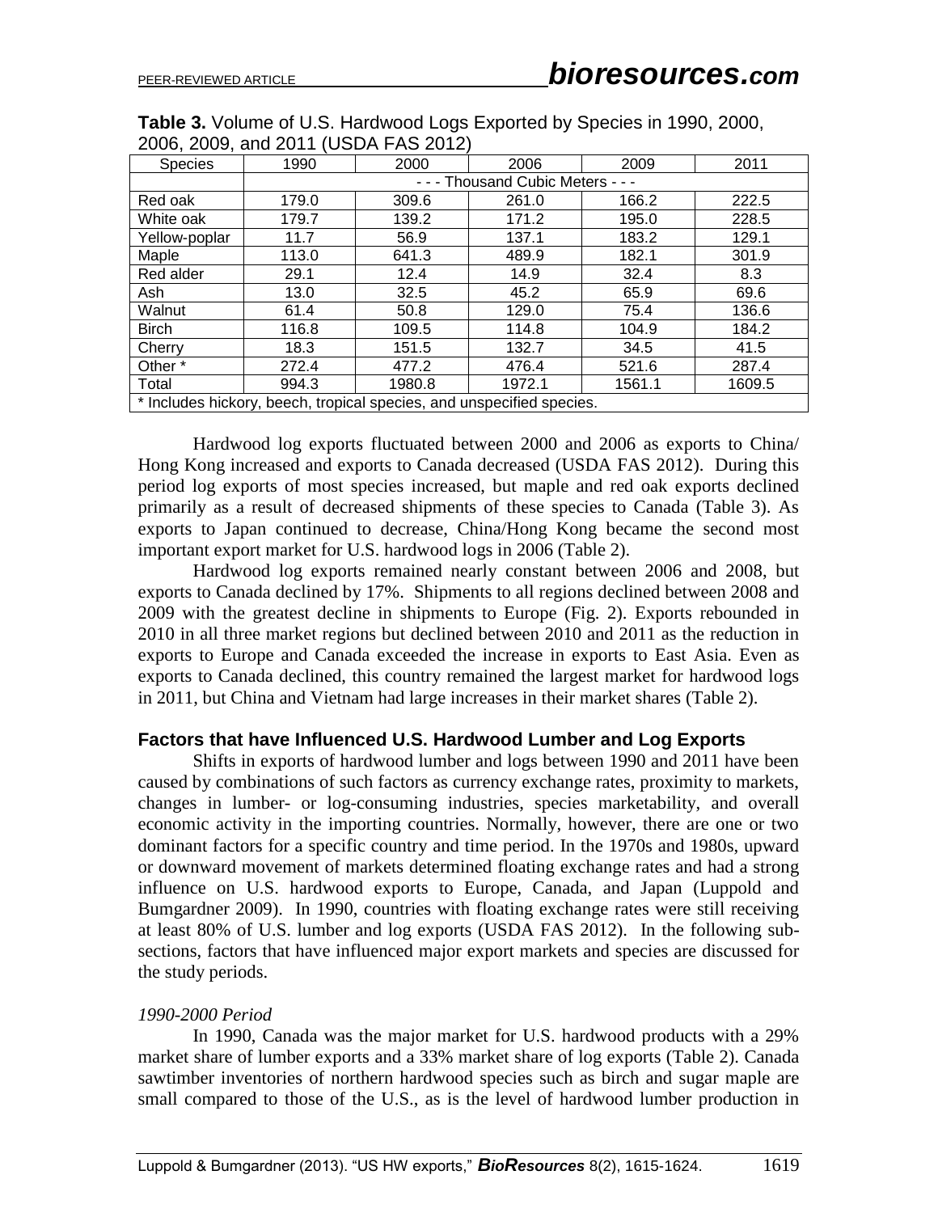**Table 3.** Volume of U.S. Hardwood Logs Exported by Species in 1990, 2000, 2006, 2009, and 2011 (USDA FAS 2012)

| Species | 1990 | 2000 | 2006 | 2009 | 2011 |
|---|---|---|---|---|---|
| | - - - Thousand Cubic Meters - - - | | | | |
| Red oak | 179.0 | 309.6 | 261.0 | 166.2 | 222.5 |
| White oak | 179.7 | 139.2 | 171.2 | 195.0 | 228.5 |
| Yellow-poplar | 11.7 | 56.9 | 137.1 | 183.2 | 129.1 |
| Maple | 113.0 | 641.3 | 489.9 | 182.1 | 301.9 |
| Red alder | 29.1 | 12.4 | 14.9 | 32.4 | 8.3 |
| Ash | 13.0 | 32.5 | 45.2 | 65.9 | 69.6 |
| Walnut | 61.4 | 50.8 | 129.0 | 75.4 | 136.6 |
| Birch | 116.8 | 109.5 | 114.8 | 104.9 | 184.2 |
| Cherry | 18.3 | 151.5 | 132.7 | 34.5 | 41.5 |
| Other * | 272.4 | 477.2 | 476.4 | 521.6 | 287.4 |
| Total | 994.3 | 1980.8 | 1972.1 | 1561.1 | 1609.5 |

\* Includes hickory, beech, tropical species, and unspecified species.

Hardwood log exports fluctuated between 2000 and 2006 as exports to China/ Hong Kong increased and exports to Canada decreased (USDA FAS 2012). During this period log exports of most species increased, but maple and red oak exports declined primarily as a result of decreased shipments of these species to Canada (Table 3). As exports to Japan continued to decrease, China/Hong Kong became the second most important export market for U.S. hardwood logs in 2006 (Table 2).

Hardwood log exports remained nearly constant between 2006 and 2008, but exports to Canada declined by 17%. Shipments to all regions declined between 2008 and 2009 with the greatest decline in shipments to Europe (Fig. 2). Exports rebounded in 2010 in all three market regions but declined between 2010 and 2011 as the reduction in exports to Europe and Canada exceeded the increase in exports to East Asia. Even as exports to Canada declined, this country remained the largest market for hardwood logs in 2011, but China and Vietnam had large increases in their market shares (Table 2).

## Factors that have Influenced U.S. Hardwood Lumber and Log Exports

Shifts in exports of hardwood lumber and logs between 1990 and 2011 have been caused by combinations of such factors as currency exchange rates, proximity to markets, changes in lumber- or log-consuming industries, species marketability, and overall economic activity in the importing countries. Normally, however, there are one or two dominant factors for a specific country and time period. In the 1970s and 1980s, upward or downward movement of markets determined floating exchange rates and had a strong influence on U.S. hardwood exports to Europe, Canada, and Japan (Luppold and Bumgardner 2009). In 1990, countries with floating exchange rates were still receiving at least 80% of U.S. lumber and log exports (USDA FAS 2012). In the following sub-sections, factors that have influenced major export markets and species are discussed for the study periods.

### *1990-2000 Period*

In 1990, Canada was the major market for U.S. hardwood products with a 29% market share of lumber exports and a 33% market share of log exports (Table 2). Canada sawtimber inventories of northern hardwood species such as birch and sugar maple are small compared to those of the U.S., as is the level of hardwood lumber production in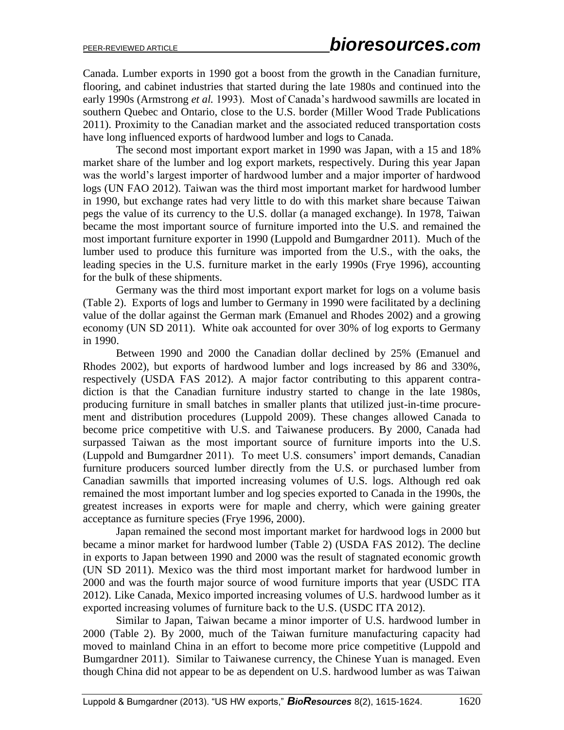Canada. Lumber exports in 1990 got a boost from the growth in the Canadian furniture, flooring, and cabinet industries that started during the late 1980s and continued into the early 1990s (Armstrong *et al.* 1993). Most of Canada's hardwood sawmills are located in southern Quebec and Ontario, close to the U.S. border (Miller Wood Trade Publications 2011). Proximity to the Canadian market and the associated reduced transportation costs have long influenced exports of hardwood lumber and logs to Canada.

The second most important export market in 1990 was Japan, with a 15 and 18% market share of the lumber and log export markets, respectively. During this year Japan was the world's largest importer of hardwood lumber and a major importer of hardwood logs (UN FAO 2012). Taiwan was the third most important market for hardwood lumber in 1990, but exchange rates had very little to do with this market share because Taiwan pegs the value of its currency to the U.S. dollar (a managed exchange). In 1978, Taiwan became the most important source of furniture imported into the U.S. and remained the most important furniture exporter in 1990 (Luppold and Bumgardner 2011). Much of the lumber used to produce this furniture was imported from the U.S., with the oaks, the leading species in the U.S. furniture market in the early 1990s (Frye 1996), accounting for the bulk of these shipments.

Germany was the third most important export market for logs on a volume basis (Table 2). Exports of logs and lumber to Germany in 1990 were facilitated by a declining value of the dollar against the German mark (Emanuel and Rhodes 2002) and a growing economy (UN SD 2011). White oak accounted for over 30% of log exports to Germany in 1990.

Between 1990 and 2000 the Canadian dollar declined by 25% (Emanuel and Rhodes 2002), but exports of hardwood lumber and logs increased by 86 and 330%, respectively (USDA FAS 2012). A major factor contributing to this apparent contradiction is that the Canadian furniture industry started to change in the late 1980s, producing furniture in small batches in smaller plants that utilized just-in-time procurement and distribution procedures (Luppold 2009). These changes allowed Canada to become price competitive with U.S. and Taiwanese producers. By 2000, Canada had surpassed Taiwan as the most important source of furniture imports into the U.S. (Luppold and Bumgardner 2011). To meet U.S. consumers' import demands, Canadian furniture producers sourced lumber directly from the U.S. or purchased lumber from Canadian sawmills that imported increasing volumes of U.S. logs. Although red oak remained the most important lumber and log species exported to Canada in the 1990s, the greatest increases in exports were for maple and cherry, which were gaining greater acceptance as furniture species (Frye 1996, 2000).

Japan remained the second most important market for hardwood logs in 2000 but became a minor market for hardwood lumber (Table 2) (USDA FAS 2012). The decline in exports to Japan between 1990 and 2000 was the result of stagnated economic growth (UN SD 2011). Mexico was the third most important market for hardwood lumber in 2000 and was the fourth major source of wood furniture imports that year (USDC ITA 2012). Like Canada, Mexico imported increasing volumes of U.S. hardwood lumber as it exported increasing volumes of furniture back to the U.S. (USDC ITA 2012).

Similar to Japan, Taiwan became a minor importer of U.S. hardwood lumber in 2000 (Table 2). By 2000, much of the Taiwan furniture manufacturing capacity had moved to mainland China in an effort to become more price competitive (Luppold and Bumgardner 2011). Similar to Taiwanese currency, the Chinese Yuan is managed. Even though China did not appear to be as dependent on U.S. hardwood lumber as was Taiwan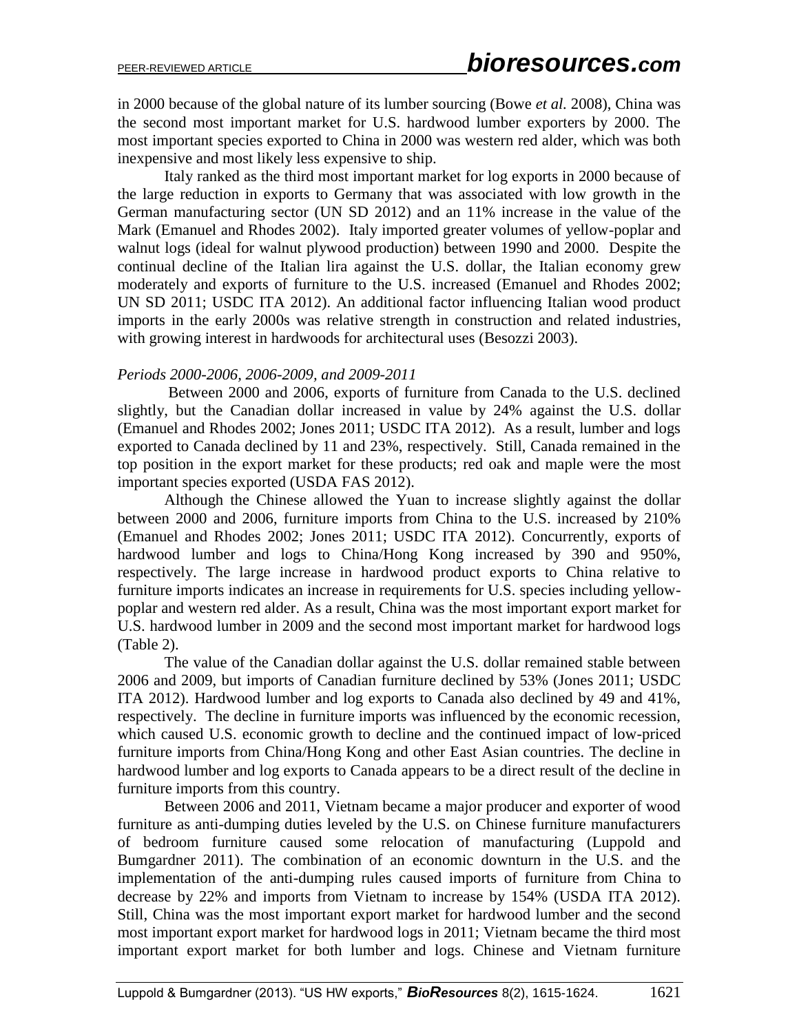in 2000 because of the global nature of its lumber sourcing (Bowe *et al.* 2008), China was the second most important market for U.S. hardwood lumber exporters by 2000. The most important species exported to China in 2000 was western red alder, which was both inexpensive and most likely less expensive to ship.

Italy ranked as the third most important market for log exports in 2000 because of the large reduction in exports to Germany that was associated with low growth in the German manufacturing sector (UN SD 2012) and an 11% increase in the value of the Mark (Emanuel and Rhodes 2002). Italy imported greater volumes of yellow-poplar and walnut logs (ideal for walnut plywood production) between 1990 and 2000. Despite the continual decline of the Italian lira against the U.S. dollar, the Italian economy grew moderately and exports of furniture to the U.S. increased (Emanuel and Rhodes 2002; UN SD 2011; USDC ITA 2012). An additional factor influencing Italian wood product imports in the early 2000s was relative strength in construction and related industries, with growing interest in hardwoods for architectural uses (Besozzi 2003).

*Periods 2000-2006, 2006-2009, and 2009-2011*

Between 2000 and 2006, exports of furniture from Canada to the U.S. declined slightly, but the Canadian dollar increased in value by 24% against the U.S. dollar (Emanuel and Rhodes 2002; Jones 2011; USDC ITA 2012). As a result, lumber and logs exported to Canada declined by 11 and 23%, respectively. Still, Canada remained in the top position in the export market for these products; red oak and maple were the most important species exported (USDA FAS 2012).

Although the Chinese allowed the Yuan to increase slightly against the dollar between 2000 and 2006, furniture imports from China to the U.S. increased by 210% (Emanuel and Rhodes 2002; Jones 2011; USDC ITA 2012). Concurrently, exports of hardwood lumber and logs to China/Hong Kong increased by 390 and 950%, respectively. The large increase in hardwood product exports to China relative to furniture imports indicates an increase in requirements for U.S. species including yellow-poplar and western red alder. As a result, China was the most important export market for U.S. hardwood lumber in 2009 and the second most important market for hardwood logs (Table 2).

The value of the Canadian dollar against the U.S. dollar remained stable between 2006 and 2009, but imports of Canadian furniture declined by 53% (Jones 2011; USDC ITA 2012). Hardwood lumber and log exports to Canada also declined by 49 and 41%, respectively. The decline in furniture imports was influenced by the economic recession, which caused U.S. economic growth to decline and the continued impact of low-priced furniture imports from China/Hong Kong and other East Asian countries. The decline in hardwood lumber and log exports to Canada appears to be a direct result of the decline in furniture imports from this country.

Between 2006 and 2011, Vietnam became a major producer and exporter of wood furniture as anti-dumping duties leveled by the U.S. on Chinese furniture manufacturers of bedroom furniture caused some relocation of manufacturing (Luppold and Bumgardner 2011). The combination of an economic downturn in the U.S. and the implementation of the anti-dumping rules caused imports of furniture from China to decrease by 22% and imports from Vietnam to increase by 154% (USDA ITA 2012). Still, China was the most important export market for hardwood lumber and the second most important export market for hardwood logs in 2011; Vietnam became the third most important export market for both lumber and logs. Chinese and Vietnam furniture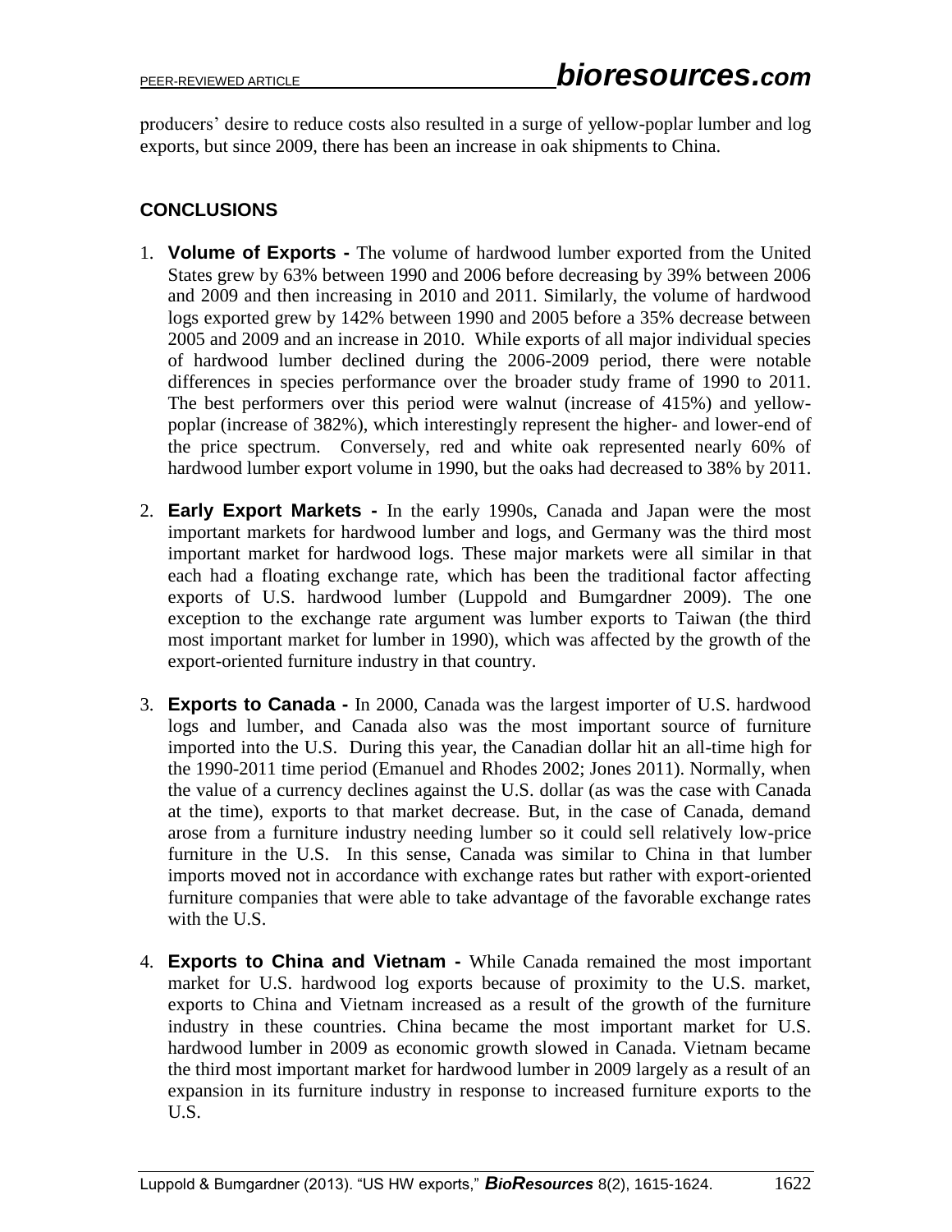producers' desire to reduce costs also resulted in a surge of yellow-poplar lumber and log exports, but since 2009, there has been an increase in oak shipments to China.

## CONCLUSIONS

1. **Volume of Exports -** The volume of hardwood lumber exported from the United States grew by 63% between 1990 and 2006 before decreasing by 39% between 2006 and 2009 and then increasing in 2010 and 2011. Similarly, the volume of hardwood logs exported grew by 142% between 1990 and 2005 before a 35% decrease between 2005 and 2009 and an increase in 2010. While exports of all major individual species of hardwood lumber declined during the 2006-2009 period, there were notable differences in species performance over the broader study frame of 1990 to 2011. The best performers over this period were walnut (increase of 415%) and yellow-poplar (increase of 382%), which interestingly represent the higher- and lower-end of the price spectrum. Conversely, red and white oak represented nearly 60% of hardwood lumber export volume in 1990, but the oaks had decreased to 38% by 2011.

2. **Early Export Markets -** In the early 1990s, Canada and Japan were the most important markets for hardwood lumber and logs, and Germany was the third most important market for hardwood logs. These major markets were all similar in that each had a floating exchange rate, which has been the traditional factor affecting exports of U.S. hardwood lumber (Luppold and Bumgardner 2009). The one exception to the exchange rate argument was lumber exports to Taiwan (the third most important market for lumber in 1990), which was affected by the growth of the export-oriented furniture industry in that country.

3. **Exports to Canada -** In 2000, Canada was the largest importer of U.S. hardwood logs and lumber, and Canada also was the most important source of furniture imported into the U.S. During this year, the Canadian dollar hit an all-time high for the 1990-2011 time period (Emanuel and Rhodes 2002; Jones 2011). Normally, when the value of a currency declines against the U.S. dollar (as was the case with Canada at the time), exports to that market decrease. But, in the case of Canada, demand arose from a furniture industry needing lumber so it could sell relatively low-price furniture in the U.S. In this sense, Canada was similar to China in that lumber imports moved not in accordance with exchange rates but rather with export-oriented furniture companies that were able to take advantage of the favorable exchange rates with the U.S.

4. **Exports to China and Vietnam -** While Canada remained the most important market for U.S. hardwood log exports because of proximity to the U.S. market, exports to China and Vietnam increased as a result of the growth of the furniture industry in these countries. China became the most important market for U.S. hardwood lumber in 2009 as economic growth slowed in Canada. Vietnam became the third most important market for hardwood lumber in 2009 largely as a result of an expansion in its furniture industry in response to increased furniture exports to the U.S.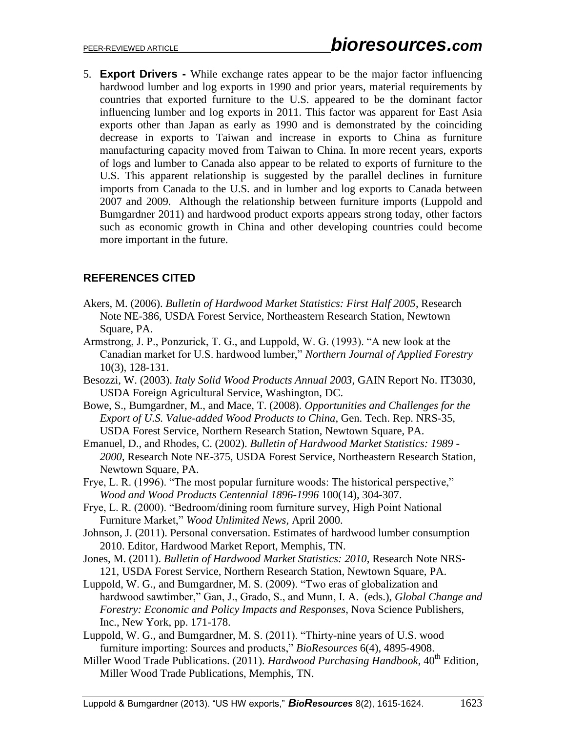5. **Export Drivers -** While exchange rates appear to be the major factor influencing hardwood lumber and log exports in 1990 and prior years, material requirements by countries that exported furniture to the U.S. appeared to be the dominant factor influencing lumber and log exports in 2011. This factor was apparent for East Asia exports other than Japan as early as 1990 and is demonstrated by the coinciding decrease in exports to Taiwan and increase in exports to China as furniture manufacturing capacity moved from Taiwan to China. In more recent years, exports of logs and lumber to Canada also appear to be related to exports of furniture to the U.S. This apparent relationship is suggested by the parallel declines in furniture imports from Canada to the U.S. and in lumber and log exports to Canada between 2007 and 2009. Although the relationship between furniture imports (Luppold and Bumgardner 2011) and hardwood product exports appears strong today, other factors such as economic growth in China and other developing countries could become more important in the future.

## REFERENCES CITED

Akers, M. (2006). *Bulletin of Hardwood Market Statistics: First Half 2005*, Research Note NE-386, USDA Forest Service, Northeastern Research Station, Newtown Square, PA.

Armstrong, J. P., Ponzurick, T. G., and Luppold, W. G. (1993). "A new look at the Canadian market for U.S. hardwood lumber," *Northern Journal of Applied Forestry* 10(3), 128-131.

Besozzi, W. (2003). *Italy Solid Wood Products Annual 2003*, GAIN Report No. IT3030, USDA Foreign Agricultural Service, Washington, DC.

Bowe, S., Bumgardner, M., and Mace, T. (2008). *Opportunities and Challenges for the Export of U.S. Value-added Wood Products to China*, Gen. Tech. Rep. NRS-35, USDA Forest Service, Northern Research Station, Newtown Square, PA.

Emanuel, D., and Rhodes, C. (2002). *Bulletin of Hardwood Market Statistics: 1989 - 2000*, Research Note NE-375, USDA Forest Service, Northeastern Research Station, Newtown Square, PA.

Frye, L. R. (1996). "The most popular furniture woods: The historical perspective," *Wood and Wood Products Centennial 1896-1996* 100(14), 304-307.

Frye, L. R. (2000). "Bedroom/dining room furniture survey, High Point National Furniture Market," *Wood Unlimited News*, April 2000.

Johnson, J. (2011). Personal conversation. Estimates of hardwood lumber consumption 2010. Editor, Hardwood Market Report, Memphis, TN.

Jones, M. (2011). *Bulletin of Hardwood Market Statistics: 2010*, Research Note NRS-121, USDA Forest Service, Northern Research Station, Newtown Square, PA.

Luppold, W. G., and Bumgardner, M. S. (2009). "Two eras of globalization and hardwood sawtimber," Gan, J., Grado, S., and Munn, I. A. (eds.), *Global Change and Forestry: Economic and Policy Impacts and Responses*, Nova Science Publishers, Inc., New York, pp. 171-178.

Luppold, W. G., and Bumgardner, M. S. (2011). "Thirty-nine years of U.S. wood furniture importing: Sources and products," *BioResources* 6(4), 4895-4908.

Miller Wood Trade Publications. (2011). *Hardwood Purchasing Handbook*, 40th Edition, Miller Wood Trade Publications, Memphis, TN.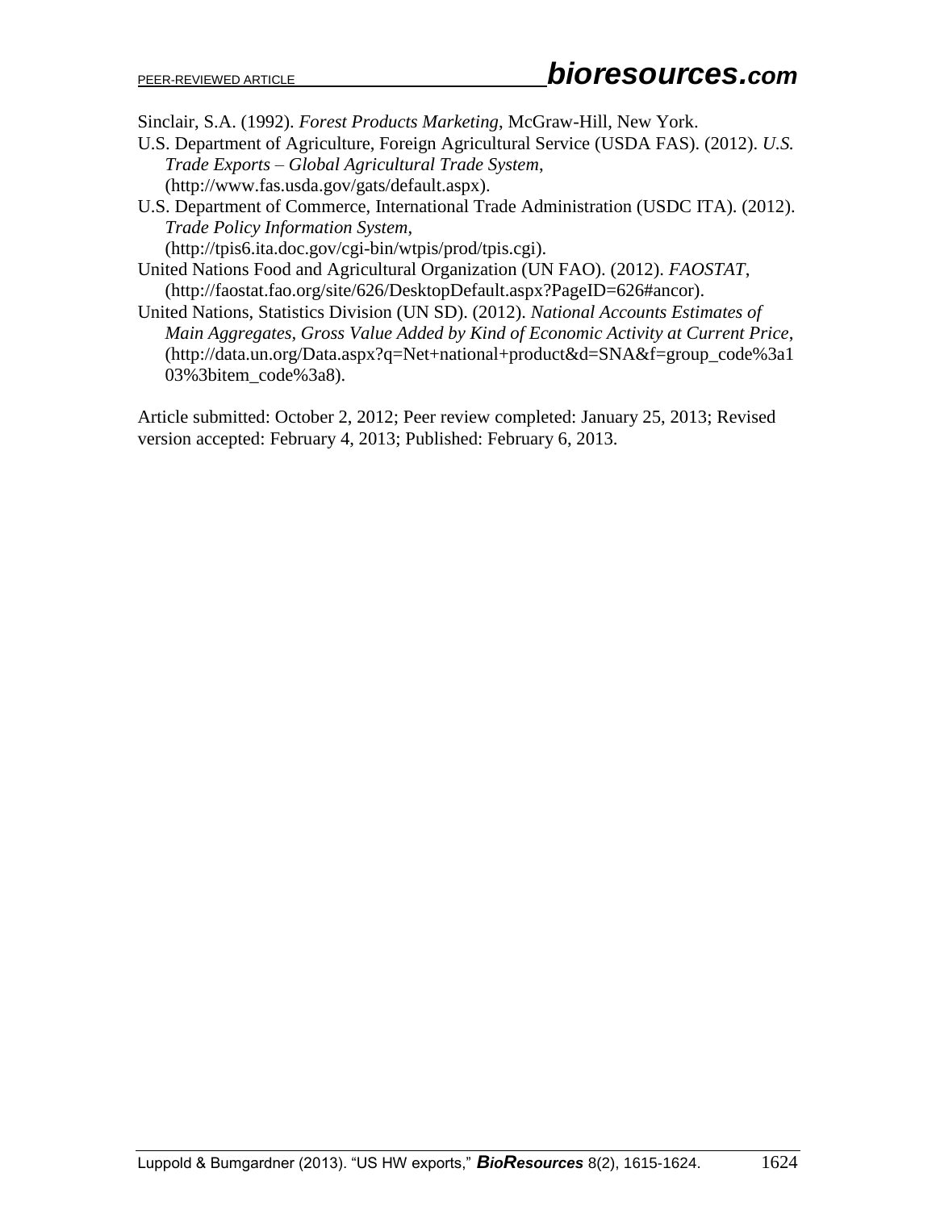Sinclair, S.A. (1992). *Forest Products Marketing*, McGraw-Hill, New York.

U.S. Department of Agriculture, Foreign Agricultural Service (USDA FAS). (2012). *U.S. Trade Exports – Global Agricultural Trade System*, (http://www.fas.usda.gov/gats/default.aspx).

U.S. Department of Commerce, International Trade Administration (USDC ITA). (2012). *Trade Policy Information System*, (http://tpis6.ita.doc.gov/cgi-bin/wtpis/prod/tpis.cgi).

United Nations Food and Agricultural Organization (UN FAO). (2012). *FAOSTAT*, (http://faostat.fao.org/site/626/DesktopDefault.aspx?PageID=626#ancor).

United Nations, Statistics Division (UN SD). (2012). *National Accounts Estimates of Main Aggregates, Gross Value Added by Kind of Economic Activity at Current Price*, (http://data.un.org/Data.aspx?q=Net+national+product&d=SNA&f=group_code%3a103%3bitem_code%3a8).

Article submitted: October 2, 2012; Peer review completed: January 25, 2013; Revised version accepted: February 4, 2013; Published: February 6, 2013.